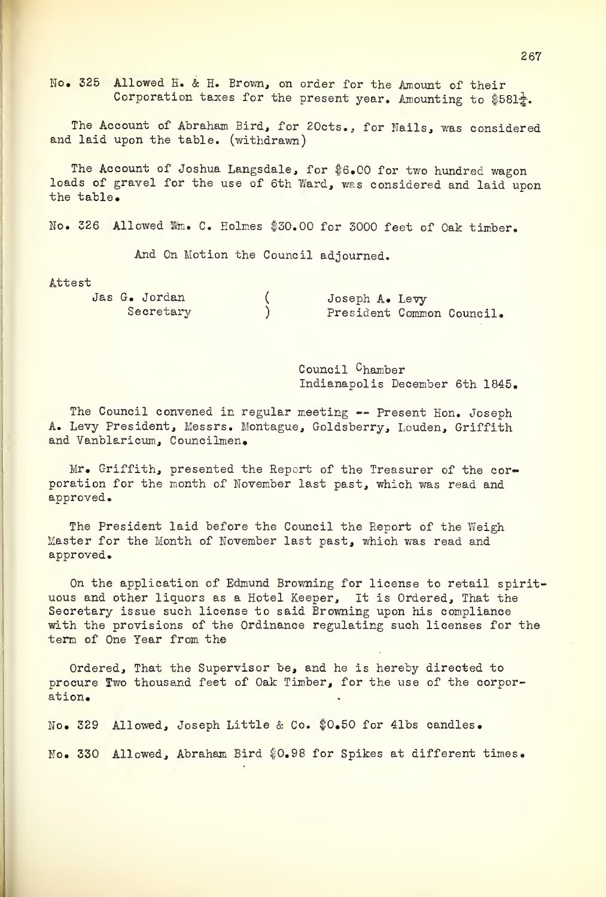No. 325 Allowed H. & H. Brown, on order for the Amount of their Corporation taxes for the present year. Amounting to \$581¼.

The Account of Abraham Bird, for 20cts., for Nails, was considered and laid upon the table. (withdrawn)

The Account of Joshua Langsdale, for \$6.00 for two hundred wagon loads of gravel for the use of 6th Ward, was considered and laid upon the table.

No. 326 Allowed Wm. C. Holmes \$30.00 for 3000 feet of Oak timber.

And On Motion the Council adjourned.

Attest

Jas G. Jordan ( Joseph A. Levy
Secretary ) President Common Council.

Council Chamber
Indianapolis December 6th 1845.

The Council convened in regular meeting -- Present Hon. Joseph A. Levy President, Messrs. Montague, Goldsberry, Louden, Griffith and Vanblaricum, Councilmen.

Mr. Griffith, presented the Report of the Treasurer of the corporation for the month of November last past, which was read and approved.

The President laid before the Council the Report of the Weigh Master for the Month of November last past, which was read and approved.

On the application of Edmund Browning for license to retail spirituous and other liquors as a Hotel Keeper, It is Ordered, That the Secretary issue such license to said Browning upon his compliance with the provisions of the Ordinance regulating such licenses for the term of One Year from the

Ordered, That the Supervisor be, and he is hereby directed to procure Two thousand feet of Oak Timber, for the use of the corporation.

No. 329 Allowed, Joseph Little & Co. \$0.50 for 4lbs candles.

No. 330 Allowed, Abraham Bird \$0.98 for Spikes at different times.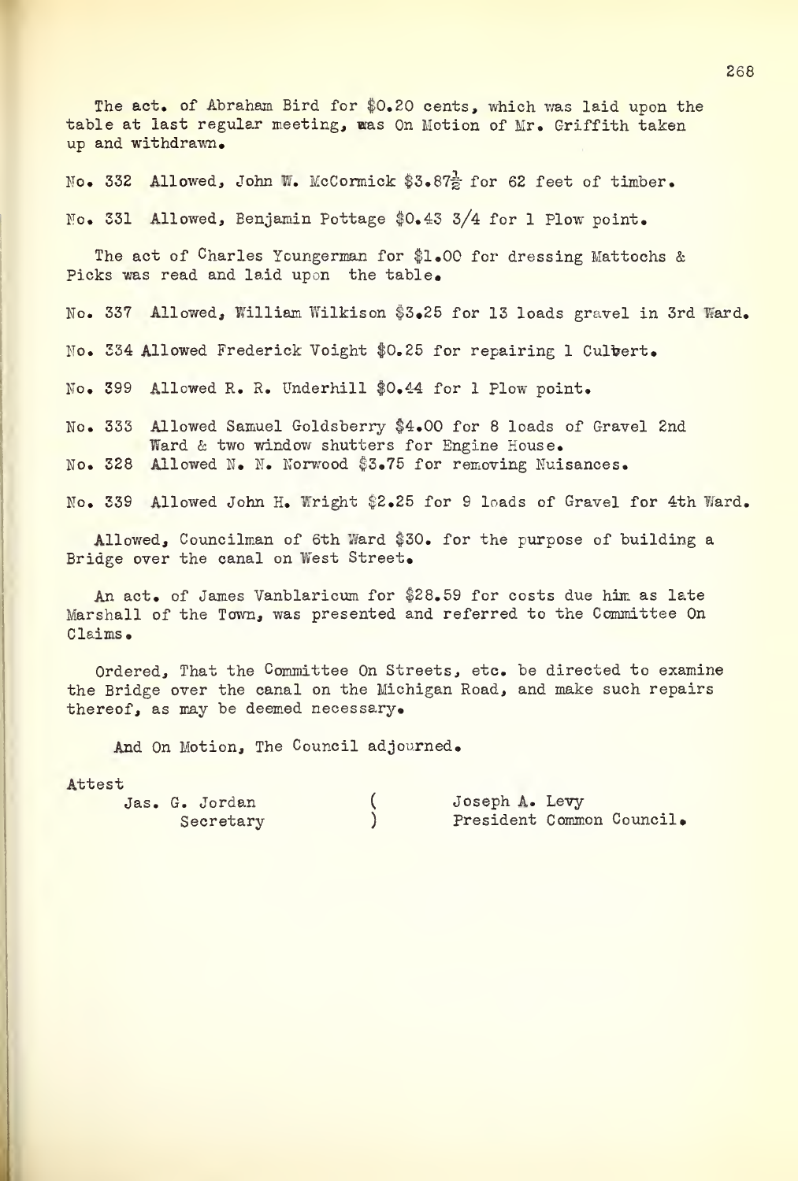The act. of Abraham Bird for $0.20 cents, which was laid upon the table at last regular meeting, was On Motion of Mr. Griffith taken up and withdrawn.

No. 332 Allowed, John W. McCormick $3.87½ for 62 feet of timber.

No. 331 Allowed, Benjamin Pottage $0.43 3/4 for 1 Plow point.

The act of Charles Youngerman for $1.00 for dressing Mattochs & Picks was read and laid upon the table.

No. 337 Allowed, William Wilkison $3.25 for 13 loads gravel in 3rd Ward.

No. 334 Allowed Frederick Voight $0.25 for repairing 1 Culbert.

No. 399 Allowed R. R. Underhill $0.44 for 1 Plow point.

No. 333 Allowed Samuel Goldsberry $4.00 for 8 loads of Gravel 2nd Ward & two window shutters for Engine House.

No. 328 Allowed N. N. Norwood $3.75 for removing Nuisances.

No. 339 Allowed John H. Wright $2.25 for 9 loads of Gravel for 4th Ward.

Allowed, Councilman of 6th Ward $30. for the purpose of building a Bridge over the canal on West Street.

An act. of James Vanblaricum for $28.59 for costs due him as late Marshall of the Town, was presented and referred to the Committee On Claims.

Ordered, That the Committee On Streets, etc. be directed to examine the Bridge over the canal on the Michigan Road, and make such repairs thereof, as may be deemed necessary.

And On Motion, The Council adjourned.

Attest

Jas. G. Jordan ( Joseph A. Levy
Secretary ) President Common Council.